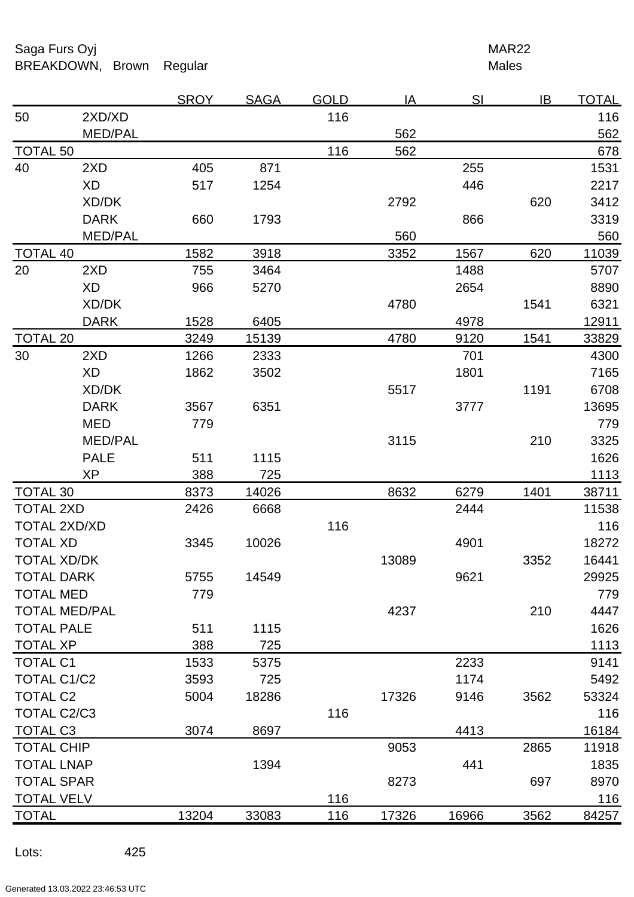Saga Furs Oyj

BREAKDOWN, Brown Regular

MAR22

Males

| | | SROY | SAGA | GOLD | IA | SI | IB | TOTAL |
|---|---|---|---|---|---|---|---|---|
| 50 | 2XD/XD | | | 116 | | | | 116 |
| | MED/PAL | | | | 562 | | | 562 |
| TOTAL 50 | | | | 116 | 562 | | | 678 |
| 40 | 2XD | 405 | 871 | | | 255 | | 1531 |
| | XD | 517 | 1254 | | | 446 | | 2217 |
| | XD/DK | | | | 2792 | | 620 | 3412 |
| | DARK | 660 | 1793 | | | 866 | | 3319 |
| | MED/PAL | | | | 560 | | | 560 |
| TOTAL 40 | | 1582 | 3918 | | 3352 | 1567 | 620 | 11039 |
| 20 | 2XD | 755 | 3464 | | | 1488 | | 5707 |
| | XD | 966 | 5270 | | | 2654 | | 8890 |
| | XD/DK | | | | 4780 | | 1541 | 6321 |
| | DARK | 1528 | 6405 | | | 4978 | | 12911 |
| TOTAL 20 | | 3249 | 15139 | | 4780 | 9120 | 1541 | 33829 |
| 30 | 2XD | 1266 | 2333 | | | 701 | | 4300 |
| | XD | 1862 | 3502 | | | 1801 | | 7165 |
| | XD/DK | | | | 5517 | | 1191 | 6708 |
| | DARK | 3567 | 6351 | | | 3777 | | 13695 |
| | MED | 779 | | | | | | 779 |
| | MED/PAL | | | | 3115 | | 210 | 3325 |
| | PALE | 511 | 1115 | | | | | 1626 |
| | XP | 388 | 725 | | | | | 1113 |
| TOTAL 30 | | 8373 | 14026 | | 8632 | 6279 | 1401 | 38711 |
| TOTAL 2XD | | 2426 | 6668 | | | 2444 | | 11538 |
| TOTAL 2XD/XD | | | | 116 | | | | 116 |
| TOTAL XD | | 3345 | 10026 | | | 4901 | | 18272 |
| TOTAL XD/DK | | | | | 13089 | | 3352 | 16441 |
| TOTAL DARK | | 5755 | 14549 | | | 9621 | | 29925 |
| TOTAL MED | | 779 | | | | | | 779 |
| TOTAL MED/PAL | | | | | 4237 | | 210 | 4447 |
| TOTAL PALE | | 511 | 1115 | | | | | 1626 |
| TOTAL XP | | 388 | 725 | | | | | 1113 |
| TOTAL C1 | | 1533 | 5375 | | | 2233 | | 9141 |
| TOTAL C1/C2 | | 3593 | 725 | | | 1174 | | 5492 |
| TOTAL C2 | | 5004 | 18286 | | 17326 | 9146 | 3562 | 53324 |
| TOTAL C2/C3 | | | | 116 | | | | 116 |
| TOTAL C3 | | 3074 | 8697 | | | 4413 | | 16184 |
| TOTAL CHIP | | | | | 9053 | | 2865 | 11918 |
| TOTAL LNAP | | | 1394 | | | 441 | | 1835 |
| TOTAL SPAR | | | | | 8273 | | 697 | 8970 |
| TOTAL VELV | | | | 116 | | | | 116 |
| TOTAL | | 13204 | 33083 | 116 | 17326 | 16966 | 3562 | 84257 |

Lots: 425

Generated 13.03.2022 23:46:53 UTC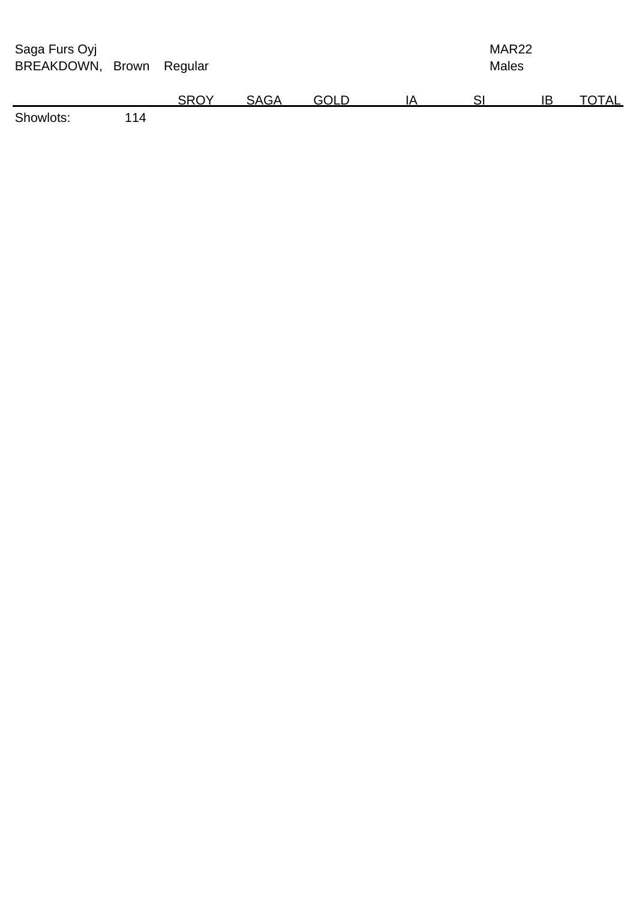Saga Furs Oyj | MAR22
BREAKDOWN, Brown Regular | Males

| | | SROY | SAGA | GOLD | IA | SI | IB | TOTAL |
|---|---|---|---|---|---|---|---|---|
| Showlots: | 114 | | | | | | | |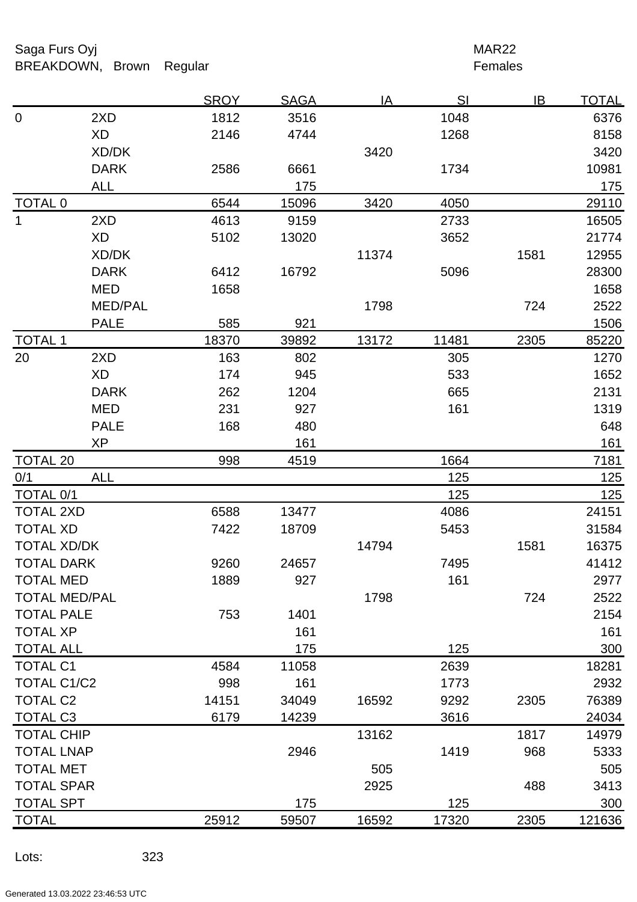Saga Furs Oyj

BREAKDOWN, Brown Regular

MAR22

Females

| | | SROY | SAGA | IA | SI | IB | TOTAL |
|---|---|---|---|---|---|---|---|
| 0 | 2XD | 1812 | 3516 | | 1048 | | 6376 |
| | XD | 2146 | 4744 | | 1268 | | 8158 |
| | XD/DK | | | 3420 | | | 3420 |
| | DARK | 2586 | 6661 | | 1734 | | 10981 |
| | ALL | | 175 | | | | 175 |
| TOTAL 0 | | 6544 | 15096 | 3420 | 4050 | | 29110 |
| 1 | 2XD | 4613 | 9159 | | 2733 | | 16505 |
| | XD | 5102 | 13020 | | 3652 | | 21774 |
| | XD/DK | | | 11374 | | 1581 | 12955 |
| | DARK | 6412 | 16792 | | 5096 | | 28300 |
| | MED | 1658 | | | | | 1658 |
| | MED/PAL | | | 1798 | | 724 | 2522 |
| | PALE | 585 | 921 | | | | 1506 |
| TOTAL 1 | | 18370 | 39892 | 13172 | 11481 | 2305 | 85220 |
| 20 | 2XD | 163 | 802 | | 305 | | 1270 |
| | XD | 174 | 945 | | 533 | | 1652 |
| | DARK | 262 | 1204 | | 665 | | 2131 |
| | MED | 231 | 927 | | 161 | | 1319 |
| | PALE | 168 | 480 | | | | 648 |
| | XP | | 161 | | | | 161 |
| TOTAL 20 | | 998 | 4519 | | 1664 | | 7181 |
| 0/1 | ALL | | | | 125 | | 125 |
| TOTAL 0/1 | | | | | 125 | | 125 |
| TOTAL 2XD | | 6588 | 13477 | | 4086 | | 24151 |
| TOTAL XD | | 7422 | 18709 | | 5453 | | 31584 |
| TOTAL XD/DK | | | | 14794 | | 1581 | 16375 |
| TOTAL DARK | | 9260 | 24657 | | 7495 | | 41412 |
| TOTAL MED | | 1889 | 927 | | 161 | | 2977 |
| TOTAL MED/PAL | | | | 1798 | | 724 | 2522 |
| TOTAL PALE | | 753 | 1401 | | | | 2154 |
| TOTAL XP | | | 161 | | | | 161 |
| TOTAL ALL | | | 175 | | 125 | | 300 |
| TOTAL C1 | | 4584 | 11058 | | 2639 | | 18281 |
| TOTAL C1/C2 | | 998 | 161 | | 1773 | | 2932 |
| TOTAL C2 | | 14151 | 34049 | 16592 | 9292 | 2305 | 76389 |
| TOTAL C3 | | 6179 | 14239 | | 3616 | | 24034 |
| TOTAL CHIP | | | | 13162 | | 1817 | 14979 |
| TOTAL LNAP | | | 2946 | | 1419 | 968 | 5333 |
| TOTAL MET | | | | 505 | | | 505 |
| TOTAL SPAR | | | | 2925 | | 488 | 3413 |
| TOTAL SPT | | | 175 | | 125 | | 300 |
| TOTAL | | 25912 | 59507 | 16592 | 17320 | 2305 | 121636 |

Lots: 323

Generated 13.03.2022 23:46:53 UTC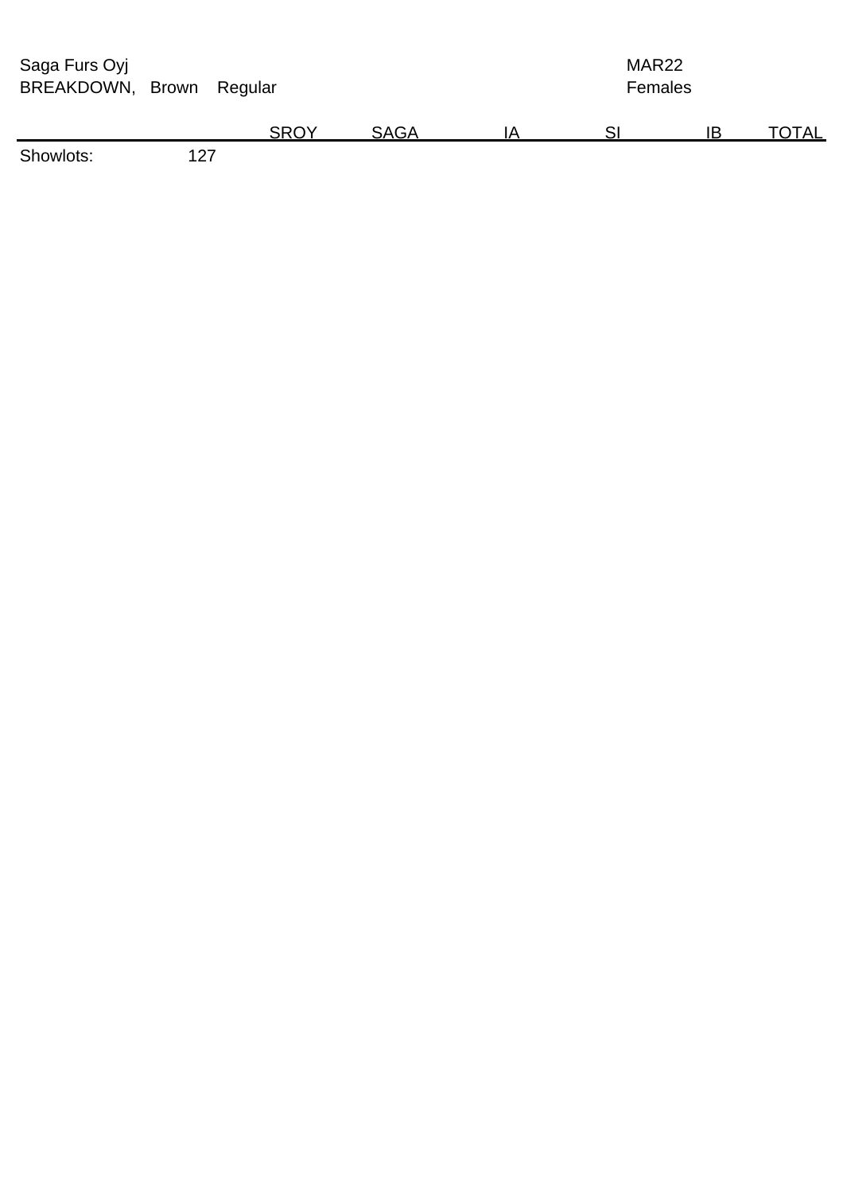Saga Furs Oyj
BREAKDOWN, Brown Regular

MAR22
Females

| | | SROY | SAGA | IA | SI | IB | TOTAL |
|---|---|---|---|---|---|---|---|
| Showlots: | 127 | | | | | | |